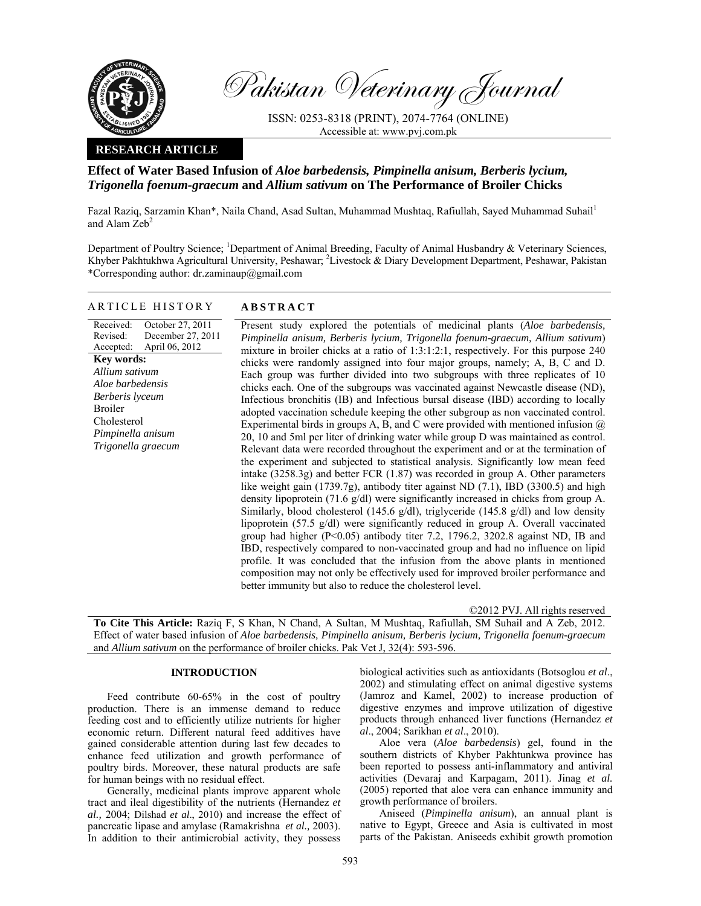Pakistan Veterinary Journal

ISSN: 0253-8318 (PRINT), 2074-7764 (ONLINE)
Accessible at: www.pvj.com.pk

**RESEARCH ARTICLE**

# Effect of Water Based Infusion of *Aloe barbedensis, Pimpinella anisum, Berberis lycium, Trigonella foenum-graecum* and *Allium sativum* on The Performance of Broiler Chicks

Fazal Raziq, Sarzamin Khan*, Naila Chand, Asad Sultan, Muhammad Mushtaq, Rafiullah, Sayed Muhammad Suhail[1] and Alam Zeb[2]

Department of Poultry Science; [1]Department of Animal Breeding, Faculty of Animal Husbandry & Veterinary Sciences, Khyber Pakhtukhwa Agricultural University, Peshawar; [2]Livestock & Diary Development Department, Peshawar, Pakistan
*Corresponding author: dr.zaminaup@gmail.com

## ARTICLE HISTORY

Received: October 27, 2011
Revised: December 27, 2011
Accepted: April 06, 2012

**Key words:**
*Allium sativum*
*Aloe barbedensis*
*Berberis lyceum*
Broiler
Cholesterol
*Pimpinella anisum*
*Trigonella graecum*

## ABSTRACT

Present study explored the potentials of medicinal plants (*Aloe barbedensis, Pimpinella anisum, Berberis lycium, Trigonella foenum-graecum, Allium sativum*) mixture in broiler chicks at a ratio of 1:3:1:2:1, respectively. For this purpose 240 chicks were randomly assigned into four major groups, namely; A, B, C and D. Each group was further divided into two subgroups with three replicates of 10 chicks each. One of the subgroups was vaccinated against Newcastle disease (ND), Infectious bronchitis (IB) and Infectious bursal disease (IBD) according to locally adopted vaccination schedule keeping the other subgroup as non vaccinated control. Experimental birds in groups A, B, and C were provided with mentioned infusion @ 20, 10 and 5ml per liter of drinking water while group D was maintained as control. Relevant data were recorded throughout the experiment and or at the termination of the experiment and subjected to statistical analysis. Significantly low mean feed intake (3258.3g) and better FCR (1.87) was recorded in group A. Other parameters like weight gain (1739.7g), antibody titer against ND (7.1), IBD (3300.5) and high density lipoprotein (71.6 g/dl) were significantly increased in chicks from group A. Similarly, blood cholesterol (145.6 g/dl), triglyceride (145.8 g/dl) and low density lipoprotein (57.5 g/dl) were significantly reduced in group A. Overall vaccinated group had higher ($P<0.05$) antibody titer 7.2, 1796.2, 3202.8 against ND, IB and IBD, respectively compared to non-vaccinated group and had no influence on lipid profile. It was concluded that the infusion from the above plants in mentioned composition may not only be effectively used for improved broiler performance and better immunity but also to reduce the cholesterol level.

©2012 PVJ. All rights reserved

**To Cite This Article:** Raziq F, S Khan, N Chand, A Sultan, M Mushtaq, Rafiullah, SM Suhail and A Zeb, 2012. Effect of water based infusion of *Aloe barbedensis, Pimpinella anisum, Berberis lycium, Trigonella foenum-graecum* and *Allium sativum* on the performance of broiler chicks. Pak Vet J, 32(4): 593-596.

## INTRODUCTION

Feed contribute 60-65% in the cost of poultry production. There is an immense demand to reduce feeding cost and to efficiently utilize nutrients for higher economic return. Different natural feed additives have gained considerable attention during last few decades to enhance feed utilization and growth performance of poultry birds. Moreover, these natural products are safe for human beings with no residual effect.

Generally, medicinal plants improve apparent whole tract and ileal digestibility of the nutrients (Hernandez *et al.,* 2004; Dilshad *et al*., 2010) and increase the effect of pancreatic lipase and amylase (Ramakrishna *et al.,* 2003). In addition to their antimicrobial activity, they possess biological activities such as antioxidants (Botsoglou *et al*., 2002) and stimulating effect on animal digestive systems (Jamroz and Kamel, 2002) to increase production of digestive enzymes and improve utilization of digestive products through enhanced liver functions (Hernandez *et al*., 2004; Sarikhan *et al*., 2010).

Aloe vera (*Aloe barbedensis*) gel, found in the southern districts of Khyber Pakhtunkwa province has been reported to possess anti-inflammatory and antiviral activities (Devaraj and Karpagam, 2011). Jinag *et al.* (2005) reported that aloe vera can enhance immunity and growth performance of broilers.

Aniseed (*Pimpinella anisum*), an annual plant is native to Egypt, Greece and Asia is cultivated in most parts of the Pakistan. Aniseeds exhibit growth promotion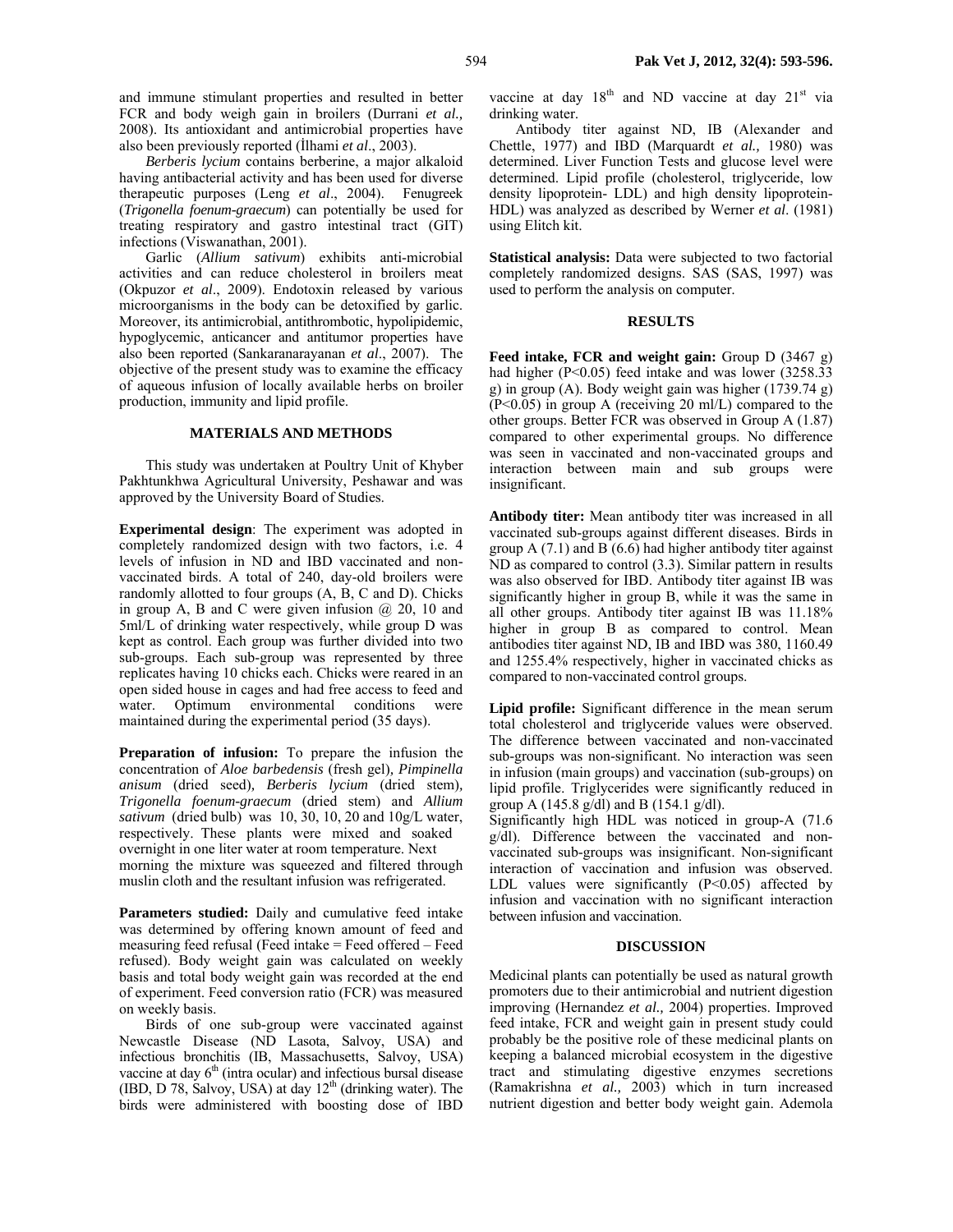and immune stimulant properties and resulted in better FCR and body weigh gain in broilers (Durrani *et al.,* 2008). Its antioxidant and antimicrobial properties have also been previously reported (İlhami *et al*., 2003).

*Berberis lycium* contains berberine, a major alkaloid having antibacterial activity and has been used for diverse therapeutic purposes (Leng *et al*., 2004). Fenugreek (*Trigonella foenum-graecum*) can potentially be used for treating respiratory and gastro intestinal tract (GIT) infections (Viswanathan, 2001).

Garlic (*Allium sativum*) exhibits anti-microbial activities and can reduce cholesterol in broilers meat (Okpuzor *et al*., 2009). Endotoxin released by various microorganisms in the body can be detoxified by garlic. Moreover, its antimicrobial, antithrombotic, hypolipidemic, hypoglycemic, anticancer and antitumor properties have also been reported (Sankaranarayanan *et al*., 2007). The objective of the present study was to examine the efficacy of aqueous infusion of locally available herbs on broiler production, immunity and lipid profile.

## MATERIALS AND METHODS

This study was undertaken at Poultry Unit of Khyber Pakhtunkhwa Agricultural University, Peshawar and was approved by the University Board of Studies.

**Experimental design**: The experiment was adopted in completely randomized design with two factors, i.e. 4 levels of infusion in ND and IBD vaccinated and non-vaccinated birds. A total of 240, day-old broilers were randomly allotted to four groups (A, B, C and D). Chicks in group A, B and C were given infusion @ 20, 10 and 5ml/L of drinking water respectively, while group D was kept as control. Each group was further divided into two sub-groups. Each sub-group was represented by three replicates having 10 chicks each. Chicks were reared in an open sided house in cages and had free access to feed and water. Optimum environmental conditions were maintained during the experimental period (35 days).

**Preparation of infusion:** To prepare the infusion the concentration of *Aloe barbedensis* (fresh gel), *Pimpinella anisum* (dried seed), *Berberis lycium* (dried stem), *Trigonella foenum-graecum* (dried stem) and *Allium sativum* (dried bulb) was 10, 30, 10, 20 and 10g/L water, respectively. These plants were mixed and soaked overnight in one liter water at room temperature. Next morning the mixture was squeezed and filtered through muslin cloth and the resultant infusion was refrigerated.

**Parameters studied:** Daily and cumulative feed intake was determined by offering known amount of feed and measuring feed refusal (Feed intake = Feed offered – Feed refused). Body weight gain was calculated on weekly basis and total body weight gain was recorded at the end of experiment. Feed conversion ratio (FCR) was measured on weekly basis.

Birds of one sub-group were vaccinated against Newcastle Disease (ND Lasota, Salvoy, USA) and infectious bronchitis (IB, Massachusetts, Salvoy, USA) vaccine at day 6th (intra ocular) and infectious bursal disease (IBD, D 78, Salvoy, USA) at day 12th (drinking water). The birds were administered with boosting dose of IBD vaccine at day 18th and ND vaccine at day 21st via drinking water.

Antibody titer against ND, IB (Alexander and Chettle, 1977) and IBD (Marquardt *et al.,* 1980) was determined. Liver Function Tests and glucose level were determined. Lipid profile (cholesterol, triglyceride, low density lipoprotein- LDL) and high density lipoprotein-HDL) was analyzed as described by Werner *et al*. (1981) using Elitch kit.

**Statistical analysis:** Data were subjected to two factorial completely randomized designs. SAS (SAS, 1997) was used to perform the analysis on computer.

## RESULTS

**Feed intake, FCR and weight gain:** Group D (3467 g) had higher ($P<0.05$) feed intake and was lower (3258.33 g) in group (A). Body weight gain was higher (1739.74 g) ($P<0.05$) in group A (receiving 20 ml/L) compared to the other groups. Better FCR was observed in Group A (1.87) compared to other experimental groups. No difference was seen in vaccinated and non-vaccinated groups and interaction between main and sub groups were insignificant.

**Antibody titer:** Mean antibody titer was increased in all vaccinated sub-groups against different diseases. Birds in group A (7.1) and B (6.6) had higher antibody titer against ND as compared to control (3.3). Similar pattern in results was also observed for IBD. Antibody titer against IB was significantly higher in group B, while it was the same in all other groups. Antibody titer against IB was 11.18% higher in group B as compared to control. Mean antibodies titer against ND, IB and IBD was 380, 1160.49 and 1255.4% respectively, higher in vaccinated chicks as compared to non-vaccinated control groups.

**Lipid profile:** Significant difference in the mean serum total cholesterol and triglyceride values were observed. The difference between vaccinated and non-vaccinated sub-groups was non-significant. No interaction was seen in infusion (main groups) and vaccination (sub-groups) on lipid profile. Triglycerides were significantly reduced in group A (145.8 g/dl) and B (154.1 g/dl).

Significantly high HDL was noticed in group-A (71.6 g/dl). Difference between the vaccinated and non-vaccinated sub-groups was insignificant. Non-significant interaction of vaccination and infusion was observed. LDL values were significantly ($P<0.05$) affected by infusion and vaccination with no significant interaction between infusion and vaccination.

## DISCUSSION

Medicinal plants can potentially be used as natural growth promoters due to their antimicrobial and nutrient digestion improving (Hernandez *et al.,* 2004) properties. Improved feed intake, FCR and weight gain in present study could probably be the positive role of these medicinal plants on keeping a balanced microbial ecosystem in the digestive tract and stimulating digestive enzymes secretions (Ramakrishna *et al.,* 2003) which in turn increased nutrient digestion and better body weight gain. Ademola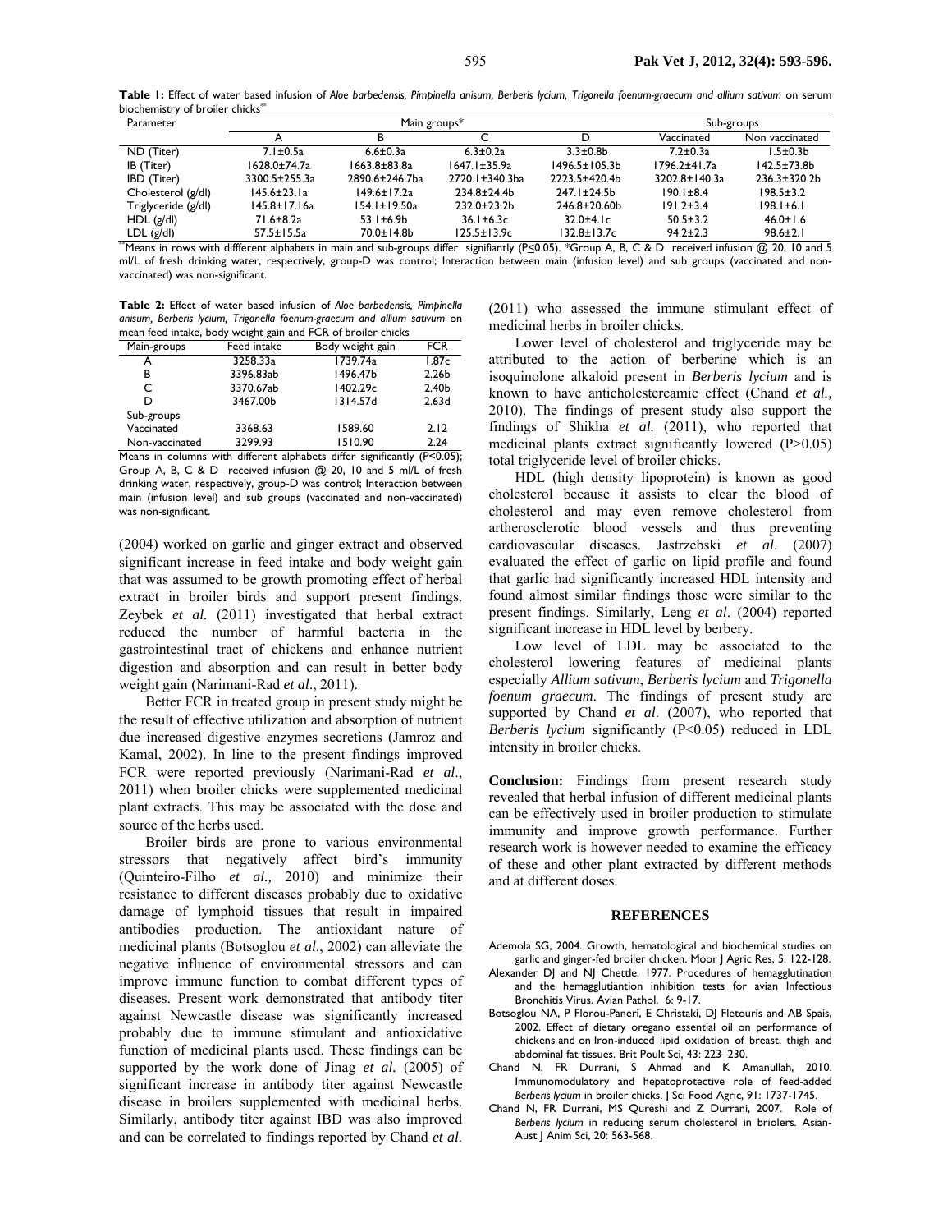**Table 1:** Effect of water based infusion of *Aloe barbedensis, Pimpinella anisum, Berberis lycium, Trigonella foenum-graecum and allium sativum* on serum biochemistry of broiler chicks**

| Parameter | Main groups* | | | | Sub-groups | |
|---|---|---|---|---|---|---|
| | A | B | C | D | Vaccinated | Non vaccinated |
| ND (Titer) | 7.1±0.5a | 6.6±0.3a | 6.3±0.2a | 3.3±0.8b | 7.2±0.3a | 1.5±0.3b |
| IB (Titer) | 1628.0±74.7a | 1663.8±83.8a | 1647.1±35.9a | 1496.5±105.3b | 1796.2±41.7a | 142.5±73.8b |
| IBD (Titer) | 3300.5±255.3a | 2890.6±246.7ba | 2720.1±340.3ba | 2223.5±420.4b | 3202.8±140.3a | 236.3±320.2b |
| Cholesterol (g/dl) | 145.6±23.1a | 149.6±17.2a | 234.8±24.4b | 247.1±24.5b | 190.1±8.4 | 198.5±3.2 |
| Triglyceride (g/dl) | 145.8±17.16a | 154.1±19.50a | 232.0±23.2b | 246.8±20.60b | 191.2±3.4 | 198.1±6.1 |
| HDL (g/dl) | 71.6±8.2a | 53.1±6.9b | 36.1±6.3c | 32.0±4.1c | 50.5±3.2 | 46.0±1.6 |
| LDL (g/dl) | 57.5±15.5a | 70.0±14.8b | 125.5±13.9c | 132.8±13.7c | 94.2±2.3 | 98.6±2.1 |

**Means in rows with diffferent alphabets in main and sub-groups differ signifiantly (P≤0.05). *Group A, B, C & D received infusion @ 20, 10 and 5 ml/L of fresh drinking water, respectively, group-D was control; Interaction between main (infusion level) and sub groups (vaccinated and non-vaccinated) was non-significant.

**Table 2:** Effect of water based infusion of *Aloe barbedensis, Pimpinella anisum, Berberis lycium, Trigonella foenum-graecum and allium sativum* on mean feed intake, body weight gain and FCR of broiler chicks

| Main-groups | Feed intake | Body weight gain | FCR |
|---|---|---|---|
| A | 3258.33a | 1739.74a | 1.87c |
| B | 3396.83ab | 1496.47b | 2.26b |
| C | 3370.67ab | 1402.29c | 2.40b |
| D | 3467.00b | 1314.57d | 2.63d |
| Sub-groups | | | |
| Vaccinated | 3368.63 | 1589.60 | 2.12 |
| Non-vaccinated | 3299.93 | 1510.90 | 2.24 |

Means in columns with different alphabets differ significantly (P≤0.05); Group A, B, C & D received infusion @ 20, 10 and 5 ml/L of fresh drinking water, respectively, group-D was control; Interaction between main (infusion level) and sub groups (vaccinated and non-vaccinated) was non-significant.

(2004) worked on garlic and ginger extract and observed significant increase in feed intake and body weight gain that was assumed to be growth promoting effect of herbal extract in broiler birds and support present findings. Zeybek *et al.* (2011) investigated that herbal extract reduced the number of harmful bacteria in the gastrointestinal tract of chickens and enhance nutrient digestion and absorption and can result in better body weight gain (Narimani-Rad *et al*., 2011).

Better FCR in treated group in present study might be the result of effective utilization and absorption of nutrient due increased digestive enzymes secretions (Jamroz and Kamal, 2002). In line to the present findings improved FCR were reported previously (Narimani-Rad *et al*., 2011) when broiler chicks were supplemented medicinal plant extracts. This may be associated with the dose and source of the herbs used.

Broiler birds are prone to various environmental stressors that negatively affect bird's immunity (Quinteiro-Filho *et al.,* 2010) and minimize their resistance to different diseases probably due to oxidative damage of lymphoid tissues that result in impaired antibodies production. The antioxidant nature of medicinal plants (Botsoglou *et al*., 2002) can alleviate the negative influence of environmental stressors and can improve immune function to combat different types of diseases. Present work demonstrated that antibody titer against Newcastle disease was significantly increased probably due to immune stimulant and antioxidative function of medicinal plants used. These findings can be supported by the work done of Jinag *et al.* (2005) of significant increase in antibody titer against Newcastle disease in broilers supplemented with medicinal herbs. Similarly, antibody titer against IBD was also improved and can be correlated to findings reported by Chand *et al.* (2011) who assessed the immune stimulant effect of medicinal herbs in broiler chicks.

Lower level of cholesterol and triglyceride may be attributed to the action of berberine which is an isoquinolone alkaloid present in *Berberis lycium* and is known to have anticholestereamic effect (Chand *et al.,* 2010). The findings of present study also support the findings of Shikha *et al.* (2011), who reported that medicinal plants extract significantly lowered (P>0.05) total triglyceride level of broiler chicks.

HDL (high density lipoprotein) is known as good cholesterol because it assists to clear the blood of cholesterol and may even remove cholesterol from artherosclerotic blood vessels and thus preventing cardiovascular diseases. Jastrzebski *et al*. (2007) evaluated the effect of garlic on lipid profile and found that garlic had significantly increased HDL intensity and found almost similar findings those were similar to the present findings. Similarly, Leng *et al*. (2004) reported significant increase in HDL level by berbery.

Low level of LDL may be associated to the cholesterol lowering features of medicinal plants especially *Allium sativum*, *Berberis lycium* and *Trigonella foenum graecum*. The findings of present study are supported by Chand *et al*. (2007), who reported that *Berberis lycium* significantly (P<0.05) reduced in LDL intensity in broiler chicks.

**Conclusion:** Findings from present research study revealed that herbal infusion of different medicinal plants can be effectively used in broiler production to stimulate immunity and improve growth performance. Further research work is however needed to examine the efficacy of these and other plant extracted by different methods and at different doses.

## REFERENCES

Ademola SG, 2004. Growth, hematological and biochemical studies on garlic and ginger-fed broiler chicken. Moor J Agric Res, 5: 122-128.

Alexander DJ and NJ Chettle, 1977. Procedures of hemagglutination and the hemagglutiantion inhibition tests for avian Infectious Bronchitis Virus. Avian Pathol, 6: 9-17.

Botsoglou NA, P Florou-Paneri, E Christaki, DJ Fletouris and AB Spais, 2002. Effect of dietary oregano essential oil on performance of chickens and on Iron-induced lipid oxidation of breast, thigh and abdominal fat tissues. Brit Poult Sci, 43: 223–230.

Chand N, FR Durrani, S Ahmad and K Amanullah, 2010. Immunomodulatory and hepatoprotective role of feed-added *Berberis lycium* in broiler chicks. J Sci Food Agric, 91: 1737-1745.

Chand N, FR Durrani, MS Qureshi and Z Durrani, 2007. Role of *Berberis lycium* in reducing serum cholesterol in briolers. Asian-Aust J Anim Sci, 20: 563-568.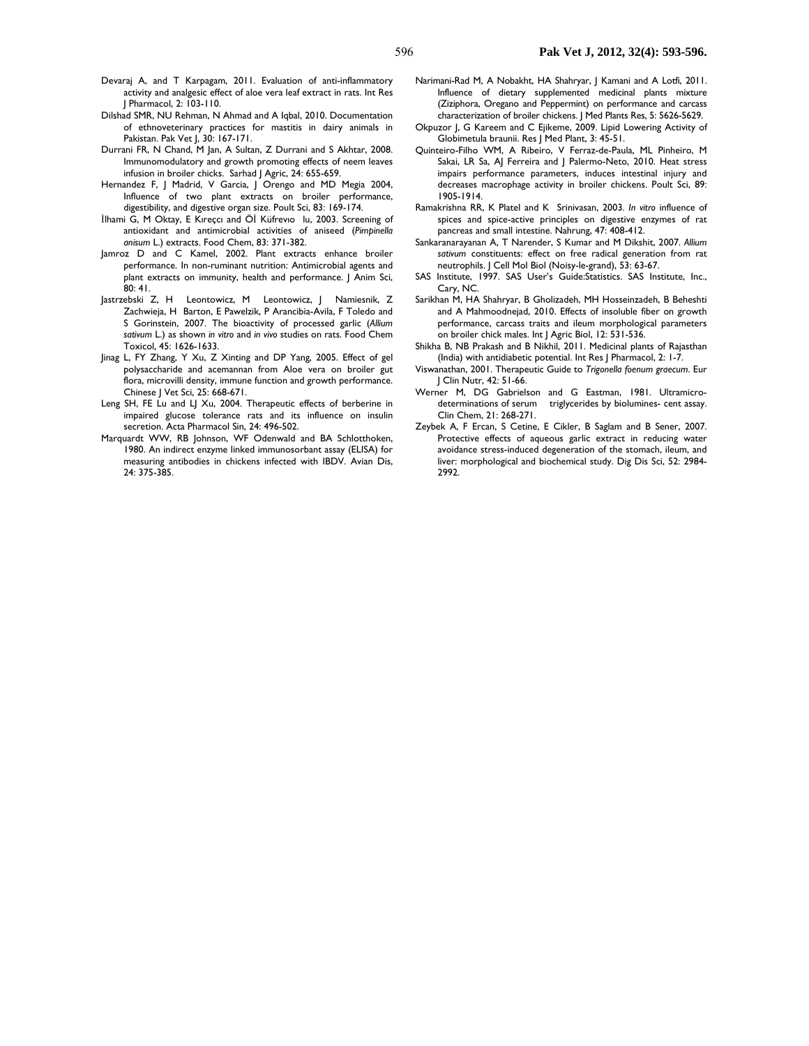Devaraj A, and T Karpagam, 2011. Evaluation of anti-inflammatory activity and analgesic effect of aloe vera leaf extract in rats. Int Res J Pharmacol, 2: 103-110.

Dilshad SMR, NU Rehman, N Ahmad and A Iqbal, 2010. Documentation of ethnoveterinary practices for mastitis in dairy animals in Pakistan. Pak Vet J, 30: 167-171.

Durrani FR, N Chand, M Jan, A Sultan, Z Durrani and S Akhtar, 2008. Immunomodulatory and growth promoting effects of neem leaves infusion in broiler chicks. Sarhad J Agric, 24: 655-659.

Hernandez F, J Madrid, V Garcia, J Orengo and MD Megia 2004, Influence of two plant extracts on broiler performance, digestibility, and digestive organ size. Poult Sci, 83: 169-174.

İlhami G, M Oktay, E Kıreçcı and Öİ Küfrevıo lu, 2003. Screening of antioxidant and antimicrobial activities of aniseed (*Pimpinella anisum* L.) extracts. Food Chem, 83: 371-382.

Jamroz D and C Kamel, 2002. Plant extracts enhance broiler performance. In non-ruminant nutrition: Antimicrobial agents and plant extracts on immunity, health and performance. J Anim Sci, 80: 41.

Jastrzebski Z, H Leontowicz, M Leontowicz, J Namiesnik, Z Zachwieja, H Barton, E Pawelzik, P Arancibia-Avila, F Toledo and S Gorinstein, 2007. The bioactivity of processed garlic (*Allium sativum* L.) as shown *in vitro* and *in vivo* studies on rats. Food Chem Toxicol, 45: 1626-1633.

Jinag L, FY Zhang, Y Xu, Z Xinting and DP Yang, 2005. Effect of gel polysaccharide and acemannan from Aloe vera on broiler gut flora, microvilli density, immune function and growth performance. Chinese J Vet Sci, 25: 668-671.

Leng SH, FE Lu and LJ Xu, 2004. Therapeutic effects of berberine in impaired glucose tolerance rats and its influence on insulin secretion. Acta Pharmacol Sin, 24: 496-502.

Marquardt WW, RB Johnson, WF Odenwald and BA Schlotthoken, 1980. An indirect enzyme linked immunosorbant assay (ELISA) for measuring antibodies in chickens infected with IBDV. Avian Dis, 24: 375-385.

Narimani-Rad M, A Nobakht, HA Shahryar, J Kamani and A Lotfi, 2011. Influence of dietary supplemented medicinal plants mixture (Ziziphora, Oregano and Peppermint) on performance and carcass characterization of broiler chickens. J Med Plants Res, 5: 5626-5629.

Okpuzor J, G Kareem and C Ejikeme, 2009. Lipid Lowering Activity of Globimetula braunii. Res J Med Plant, 3: 45-51.

Quinteiro-Filho WM, A Ribeiro, V Ferraz-de-Paula, ML Pinheiro, M Sakai, LR Sa, AJ Ferreira and J Palermo-Neto, 2010. Heat stress impairs performance parameters, induces intestinal injury and decreases macrophage activity in broiler chickens. Poult Sci, 89: 1905-1914.

Ramakrishna RR, K Platel and K Srinivasan, 2003. *In vitro* influence of spices and spice-active principles on digestive enzymes of rat pancreas and small intestine. Nahrung, 47: 408-412.

Sankaranarayanan A, T Narender, S Kumar and M Dikshit, 2007. *Allium sativum* constituents: effect on free radical generation from rat neutrophils. J Cell Mol Biol (Noisy-le-grand), 53: 63-67.

SAS Institute, 1997. SAS User's Guide:Statistics. SAS Institute, Inc., Cary, NC.

Sarikhan M, HA Shahryar, B Gholizadeh, MH Hosseinzadeh, B Beheshti and A Mahmoodnejad, 2010. Effects of insoluble fiber on growth performance, carcass traits and ileum morphological parameters on broiler chick males. Int J Agric Biol, 12: 531-536.

Shikha B, NB Prakash and B Nikhil, 2011. Medicinal plants of Rajasthan (India) with antidiabetic potential. Int Res J Pharmacol, 2: 1-7.

Viswanathan, 2001. Therapeutic Guide to *Trigonella foenum graecum*. Eur J Clin Nutr, 42: 51-66.

Werner M, DG Gabrielson and G Eastman, 1981. Ultramicro-determinations of serum triglycerides by biolumines- cent assay. Clin Chem, 21: 268-271.

Zeybek A, F Ercan, S Cetine, E Cikler, B Saglam and B Sener, 2007. Protective effects of aqueous garlic extract in reducing water avoidance stress-induced degeneration of the stomach, ileum, and liver: morphological and biochemical study. Dig Dis Sci, 52: 2984-2992.